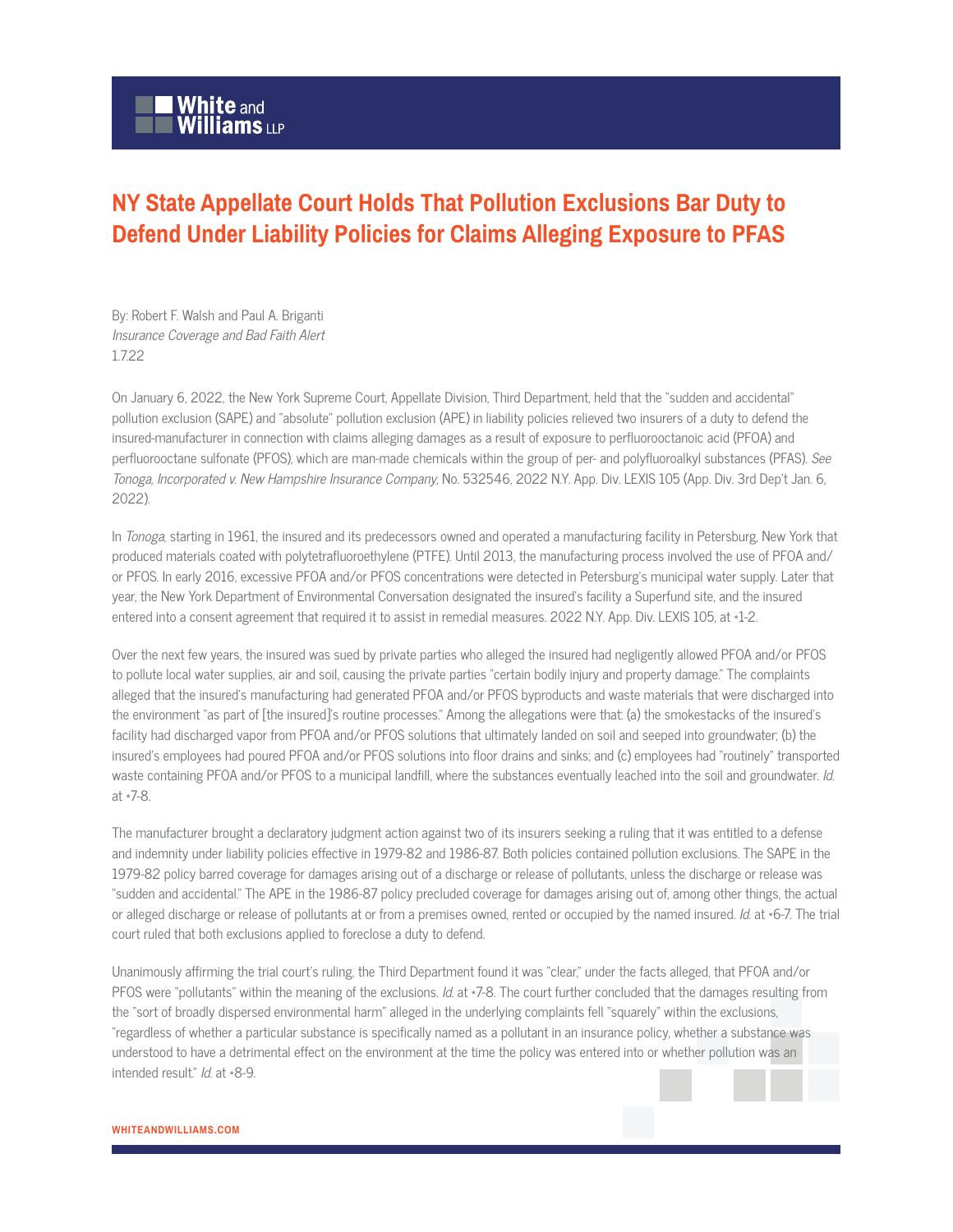White and Williams LLP

# NY State Appellate Court Holds That Pollution Exclusions Bar Duty to Defend Under Liability Policies for Claims Alleging Exposure to PFAS

By: Robert F. Walsh and Paul A. Briganti
*Insurance Coverage and Bad Faith Alert*
1.7.22

On January 6, 2022, the New York Supreme Court, Appellate Division, Third Department, held that the "sudden and accidental" pollution exclusion (SAPE) and "absolute" pollution exclusion (APE) in liability policies relieved two insurers of a duty to defend the insured-manufacturer in connection with claims alleging damages as a result of exposure to perfluorooctanoic acid (PFOA) and perfluorooctane sulfonate (PFOS), which are man-made chemicals within the group of per- and polyfluoroalkyl substances (PFAS). *See Tonoga, Incorporated v. New Hampshire Insurance Company*, No. 532546, 2022 N.Y. App. Div. LEXIS 105 (App. Div. 3rd Dep't Jan. 6, 2022).

In *Tonoga*, starting in 1961, the insured and its predecessors owned and operated a manufacturing facility in Petersburg, New York that produced materials coated with polytetrafluoroethylene (PTFE). Until 2013, the manufacturing process involved the use of PFOA and/or PFOS. In early 2016, excessive PFOA and/or PFOS concentrations were detected in Petersburg's municipal water supply. Later that year, the New York Department of Environmental Conversation designated the insured's facility a Superfund site, and the insured entered into a consent agreement that required it to assist in remedial measures. 2022 N.Y. App. Div. LEXIS 105, at *1-2.

Over the next few years, the insured was sued by private parties who alleged the insured had negligently allowed PFOA and/or PFOS to pollute local water supplies, air and soil, causing the private parties "certain bodily injury and property damage." The complaints alleged that the insured's manufacturing had generated PFOA and/or PFOS byproducts and waste materials that were discharged into the environment "as part of [the insured]'s routine processes." Among the allegations were that: (a) the smokestacks of the insured's facility had discharged vapor from PFOA and/or PFOS solutions that ultimately landed on soil and seeped into groundwater; (b) the insured's employees had poured PFOA and/or PFOS solutions into floor drains and sinks; and (c) employees had "routinely" transported waste containing PFOA and/or PFOS to a municipal landfill, where the substances eventually leached into the soil and groundwater. *Id.* at *7-8.

The manufacturer brought a declaratory judgment action against two of its insurers seeking a ruling that it was entitled to a defense and indemnity under liability policies effective in 1979-82 and 1986-87. Both policies contained pollution exclusions. The SAPE in the 1979-82 policy barred coverage for damages arising out of a discharge or release of pollutants, unless the discharge or release was "sudden and accidental." The APE in the 1986-87 policy precluded coverage for damages arising out of, among other things, the actual or alleged discharge or release of pollutants at or from a premises owned, rented or occupied by the named insured. *Id.* at *6-7. The trial court ruled that both exclusions applied to foreclose a duty to defend.

Unanimously affirming the trial court's ruling, the Third Department found it was "clear," under the facts alleged, that PFOA and/or PFOS were "pollutants" within the meaning of the exclusions. *Id.* at *7-8. The court further concluded that the damages resulting from the "sort of broadly dispersed environmental harm" alleged in the underlying complaints fell "squarely" within the exclusions, "regardless of whether a particular substance is specifically named as a pollutant in an insurance policy, whether a substance was understood to have a detrimental effect on the environment at the time the policy was entered into or whether pollution was an intended result." *Id.* at *8-9.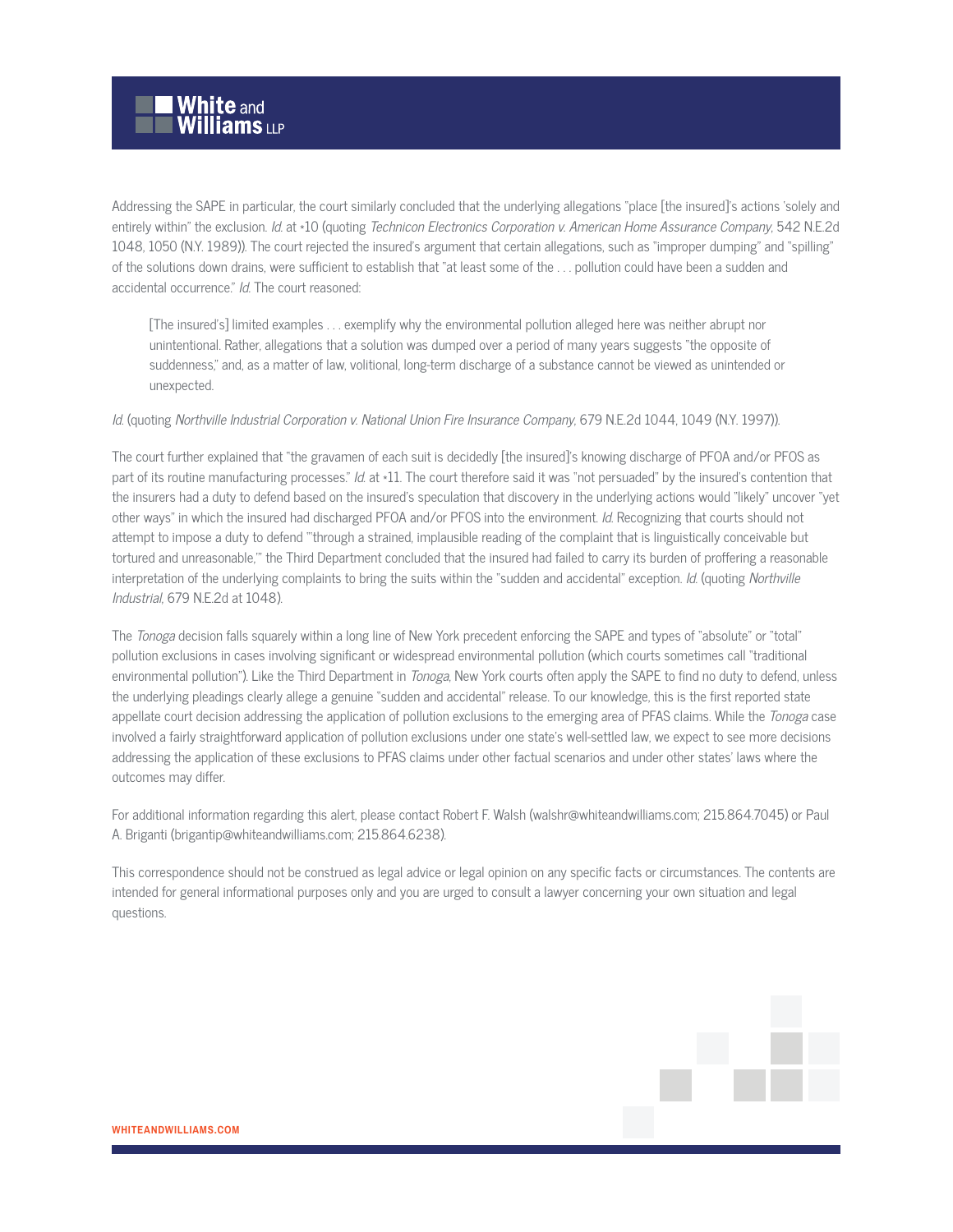Addressing the SAPE in particular, the court similarly concluded that the underlying allegations "place [the insured]'s actions 'solely and entirely within" the exclusion. *Id.* at *10 (quoting *Technicon Electronics Corporation v. American Home Assurance Company*, 542 N.E.2d 1048, 1050 (N.Y. 1989)). The court rejected the insured's argument that certain allegations, such as "improper dumping" and "spilling" of the solutions down drains, were sufficient to establish that "at least some of the . . . pollution could have been a sudden and accidental occurrence." *Id.* The court reasoned:

> [The insured's] limited examples . . . exemplify why the environmental pollution alleged here was neither abrupt nor unintentional. Rather, allegations that a solution was dumped over a period of many years suggests "the opposite of suddenness," and, as a matter of law, volitional, long-term discharge of a substance cannot be viewed as unintended or unexpected.

*Id.* (quoting *Northville Industrial Corporation v. National Union Fire Insurance Company*, 679 N.E.2d 1044, 1049 (N.Y. 1997)).

The court further explained that "the gravamen of each suit is decidedly [the insured]'s knowing discharge of PFOA and/or PFOS as part of its routine manufacturing processes." *Id.* at *11. The court therefore said it was "not persuaded" by the insured's contention that the insurers had a duty to defend based on the insured's speculation that discovery in the underlying actions would "likely" uncover "yet other ways" in which the insured had discharged PFOA and/or PFOS into the environment. *Id.* Recognizing that courts should not attempt to impose a duty to defend "'through a strained, implausible reading of the complaint that is linguistically conceivable but tortured and unreasonable,'" the Third Department concluded that the insured had failed to carry its burden of proffering a reasonable interpretation of the underlying complaints to bring the suits within the "sudden and accidental" exception. *Id.* (quoting *Northville Industrial*, 679 N.E.2d at 1048).

The *Tonoga* decision falls squarely within a long line of New York precedent enforcing the SAPE and types of "absolute" or "total" pollution exclusions in cases involving significant or widespread environmental pollution (which courts sometimes call "traditional environmental pollution"). Like the Third Department in *Tonoga*, New York courts often apply the SAPE to find no duty to defend, unless the underlying pleadings clearly allege a genuine "sudden and accidental" release. To our knowledge, this is the first reported state appellate court decision addressing the application of pollution exclusions to the emerging area of PFAS claims. While the *Tonoga* case involved a fairly straightforward application of pollution exclusions under one state's well-settled law, we expect to see more decisions addressing the application of these exclusions to PFAS claims under other factual scenarios and under other states' laws where the outcomes may differ.

For additional information regarding this alert, please contact Robert F. Walsh (walshr@whiteandwilliams.com; 215.864.7045) or Paul A. Briganti (brigantip@whiteandwilliams.com; 215.864.6238).

This correspondence should not be construed as legal advice or legal opinion on any specific facts or circumstances. The contents are intended for general informational purposes only and you are urged to consult a lawyer concerning your own situation and legal questions.